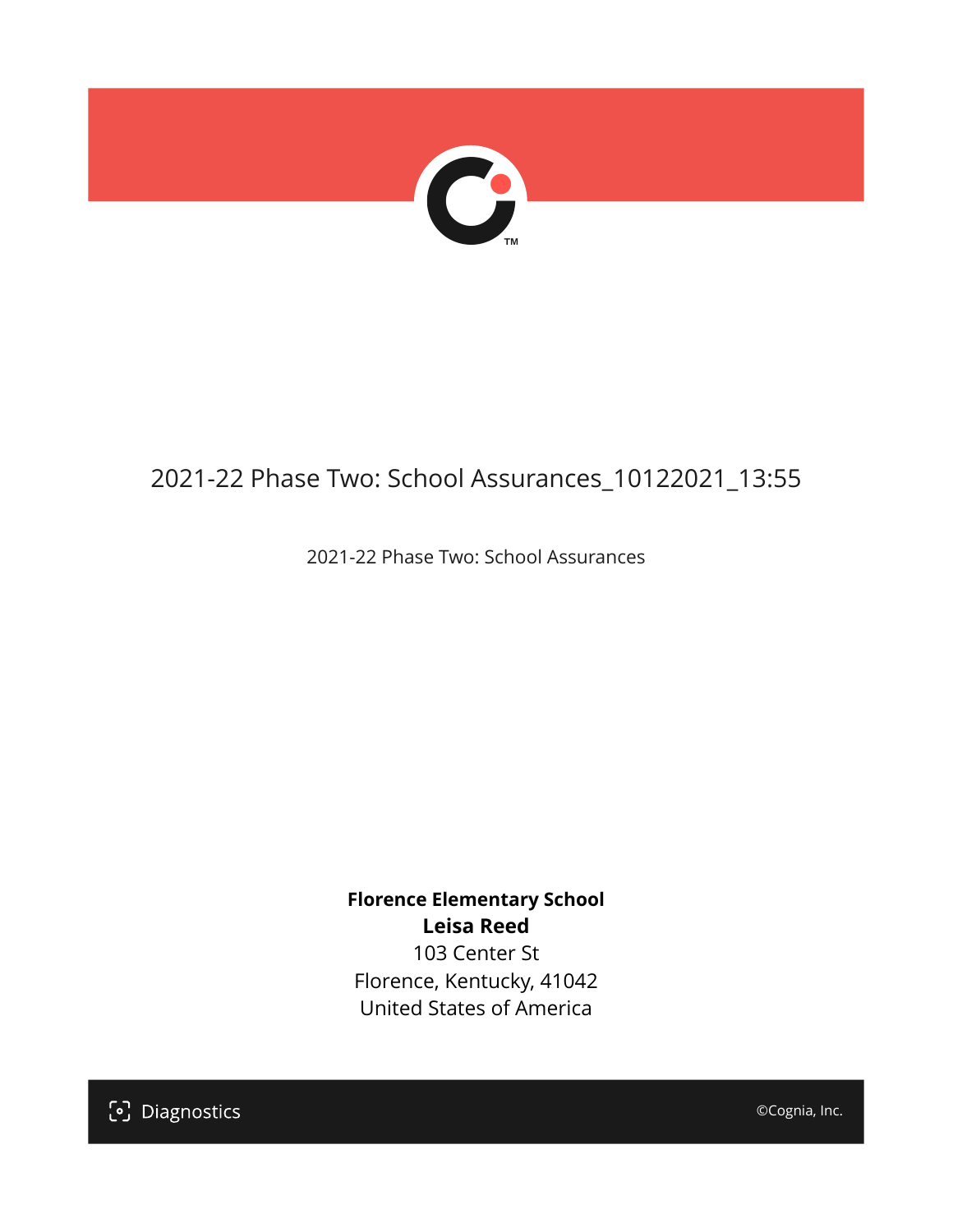# 2021-22 Phase Two: School Assurances_10122021_13:55

2021-22 Phase Two: School Assurances

**Florence Elementary School**
**Leisa Reed**
103 Center St
Florence, Kentucky, 41042
United States of America

Diagnostics

©Cognia, Inc.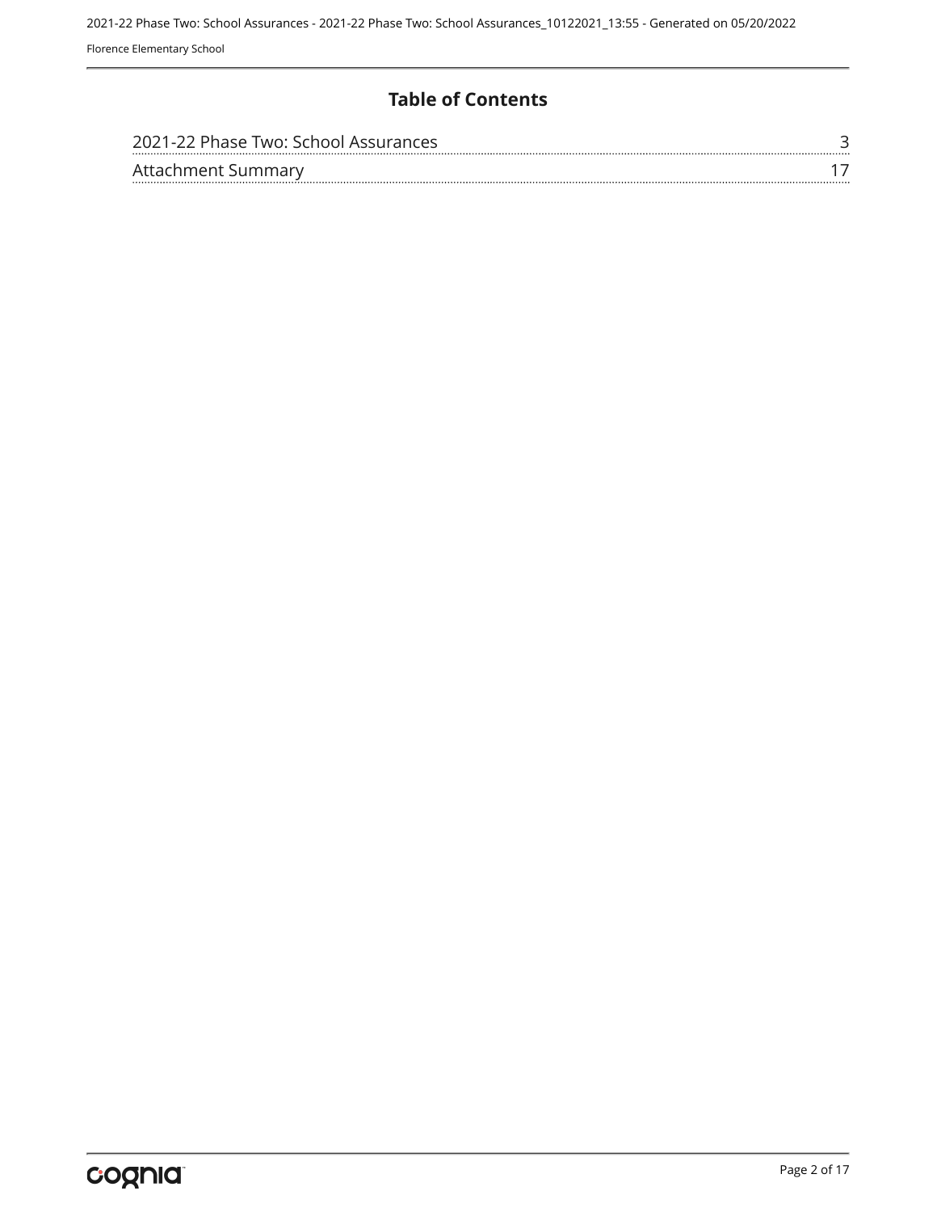# Table of Contents

| | |
|---|---|
| 2021-22 Phase Two: School Assurances | 3 |
| Attachment Summary | 17 |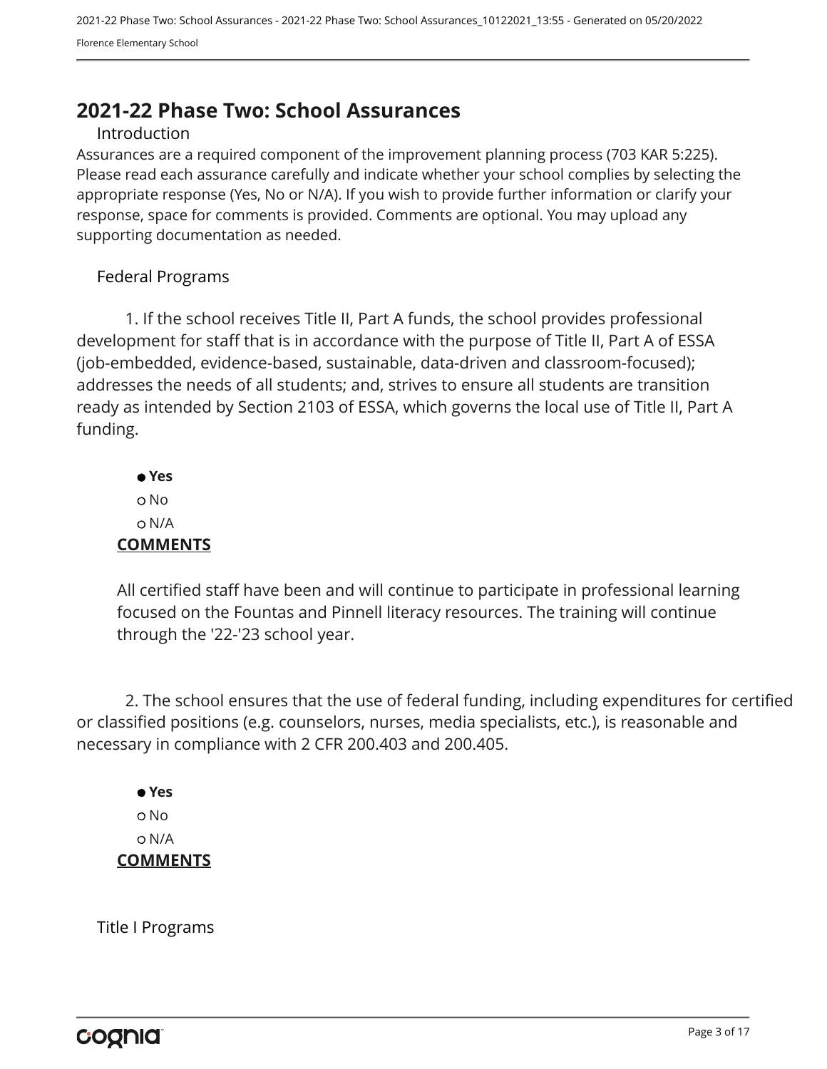# 2021-22 Phase Two: School Assurances

## Introduction

Assurances are a required component of the improvement planning process (703 KAR 5:225). Please read each assurance carefully and indicate whether your school complies by selecting the appropriate response (Yes, No or N/A). If you wish to provide further information or clarify your response, space for comments is provided. Comments are optional. You may upload any supporting documentation as needed.

## Federal Programs

1. If the school receives Title II, Part A funds, the school provides professional development for staff that is in accordance with the purpose of Title II, Part A of ESSA (job-embedded, evidence-based, sustainable, data-driven and classroom-focused); addresses the needs of all students; and, strives to ensure all students are transition ready as intended by Section 2103 of ESSA, which governs the local use of Title II, Part A funding.

- ● **Yes**
- ○ No
- ○ N/A

**COMMENTS**

All certified staff have been and will continue to participate in professional learning focused on the Fountas and Pinnell literacy resources. The training will continue through the '22-'23 school year.

2. The school ensures that the use of federal funding, including expenditures for certified or classified positions (e.g. counselors, nurses, media specialists, etc.), is reasonable and necessary in compliance with 2 CFR 200.403 and 200.405.

- ● **Yes**
- ○ No
- ○ N/A

**COMMENTS**

## Title I Programs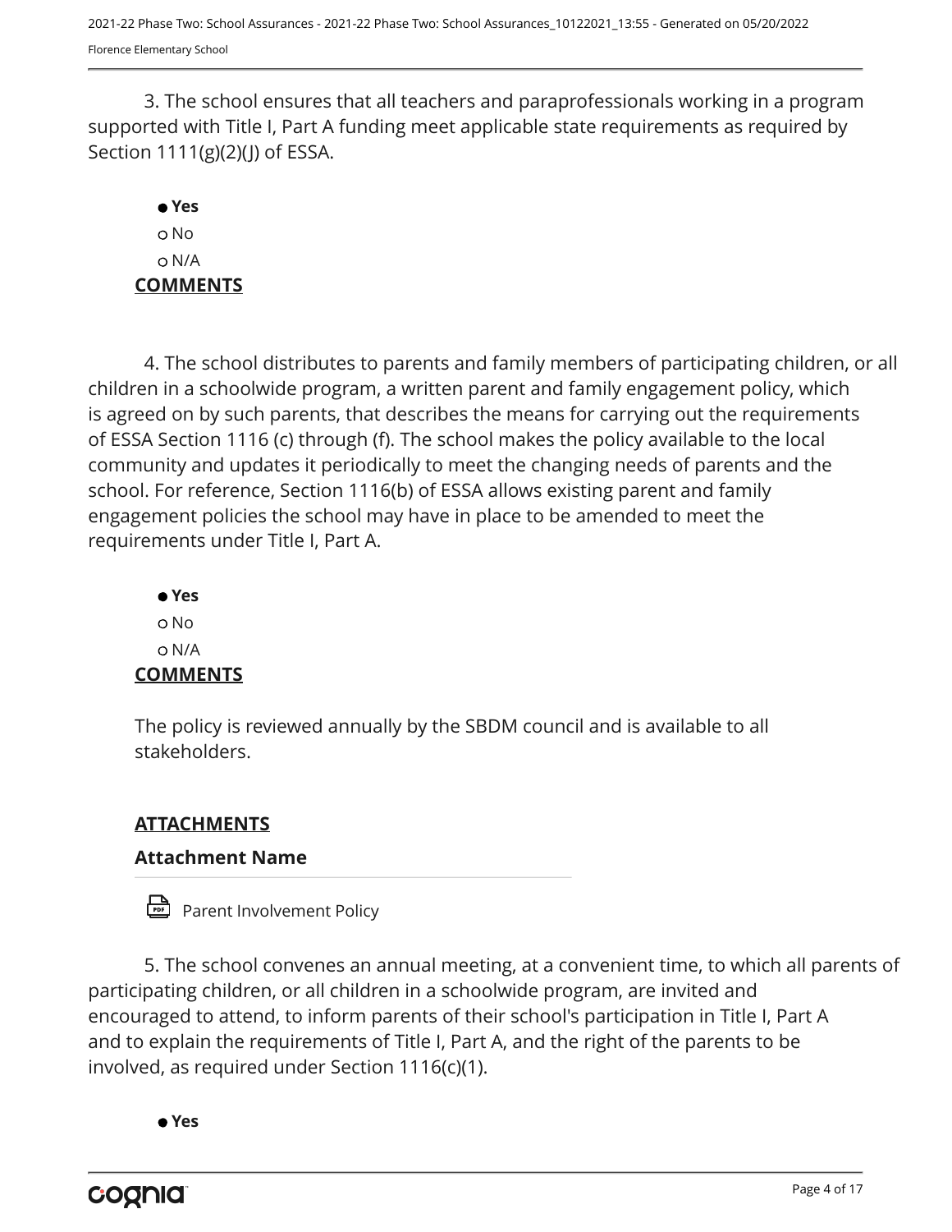3. The school ensures that all teachers and paraprofessionals working in a program supported with Title I, Part A funding meet applicable state requirements as required by Section 1111(g)(2)(J) of ESSA.

- ● **Yes**
- ○ No
- ○ N/A

**COMMENTS**

4. The school distributes to parents and family members of participating children, or all children in a schoolwide program, a written parent and family engagement policy, which is agreed on by such parents, that describes the means for carrying out the requirements of ESSA Section 1116 (c) through (f). The school makes the policy available to the local community and updates it periodically to meet the changing needs of parents and the school. For reference, Section 1116(b) of ESSA allows existing parent and family engagement policies the school may have in place to be amended to meet the requirements under Title I, Part A.

- ● **Yes**
- ○ No
- ○ N/A

**COMMENTS**

The policy is reviewed annually by the SBDM council and is available to all stakeholders.

**ATTACHMENTS**

**Attachment Name**

Parent Involvement Policy

5. The school convenes an annual meeting, at a convenient time, to which all parents of participating children, or all children in a schoolwide program, are invited and encouraged to attend, to inform parents of their school's participation in Title I, Part A and to explain the requirements of Title I, Part A, and the right of the parents to be involved, as required under Section 1116(c)(1).

- ● **Yes**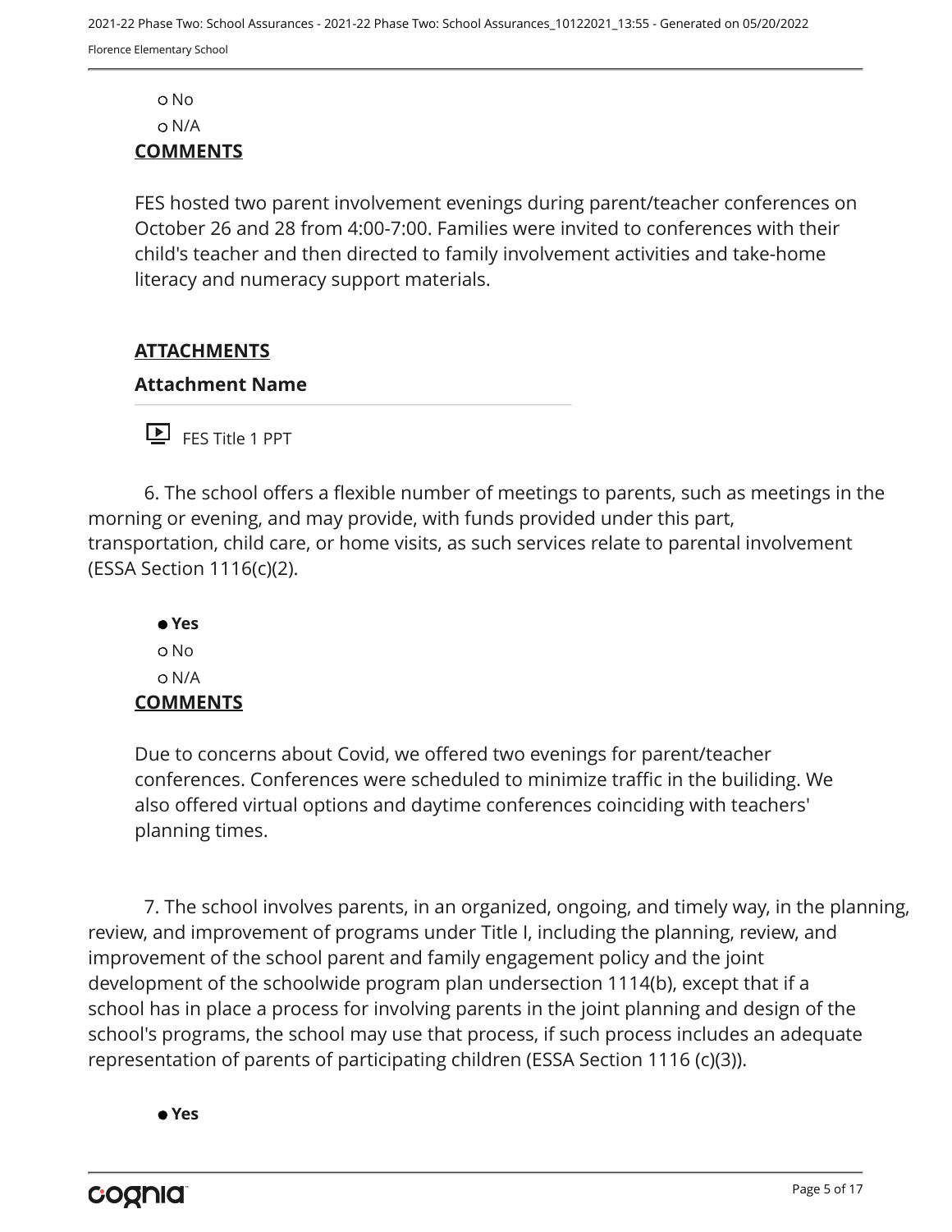○ No
○ N/A

**COMMENTS**

FES hosted two parent involvement evenings during parent/teacher conferences on October 26 and 28 from 4:00-7:00. Families were invited to conferences with their child's teacher and then directed to family involvement activities and take-home literacy and numeracy support materials.

**ATTACHMENTS**

**Attachment Name**

FES Title 1 PPT

6. The school offers a flexible number of meetings to parents, such as meetings in the morning or evening, and may provide, with funds provided under this part, transportation, child care, or home visits, as such services relate to parental involvement (ESSA Section 1116(c)(2).

● **Yes**
○ No
○ N/A

**COMMENTS**

Due to concerns about Covid, we offered two evenings for parent/teacher conferences. Conferences were scheduled to minimize traffic in the builiding. We also offered virtual options and daytime conferences coinciding with teachers' planning times.

7. The school involves parents, in an organized, ongoing, and timely way, in the planning, review, and improvement of programs under Title I, including the planning, review, and improvement of the school parent and family engagement policy and the joint development of the schoolwide program plan undersection 1114(b), except that if a school has in place a process for involving parents in the joint planning and design of the school's programs, the school may use that process, if such process includes an adequate representation of parents of participating children (ESSA Section 1116 (c)(3)).

● **Yes**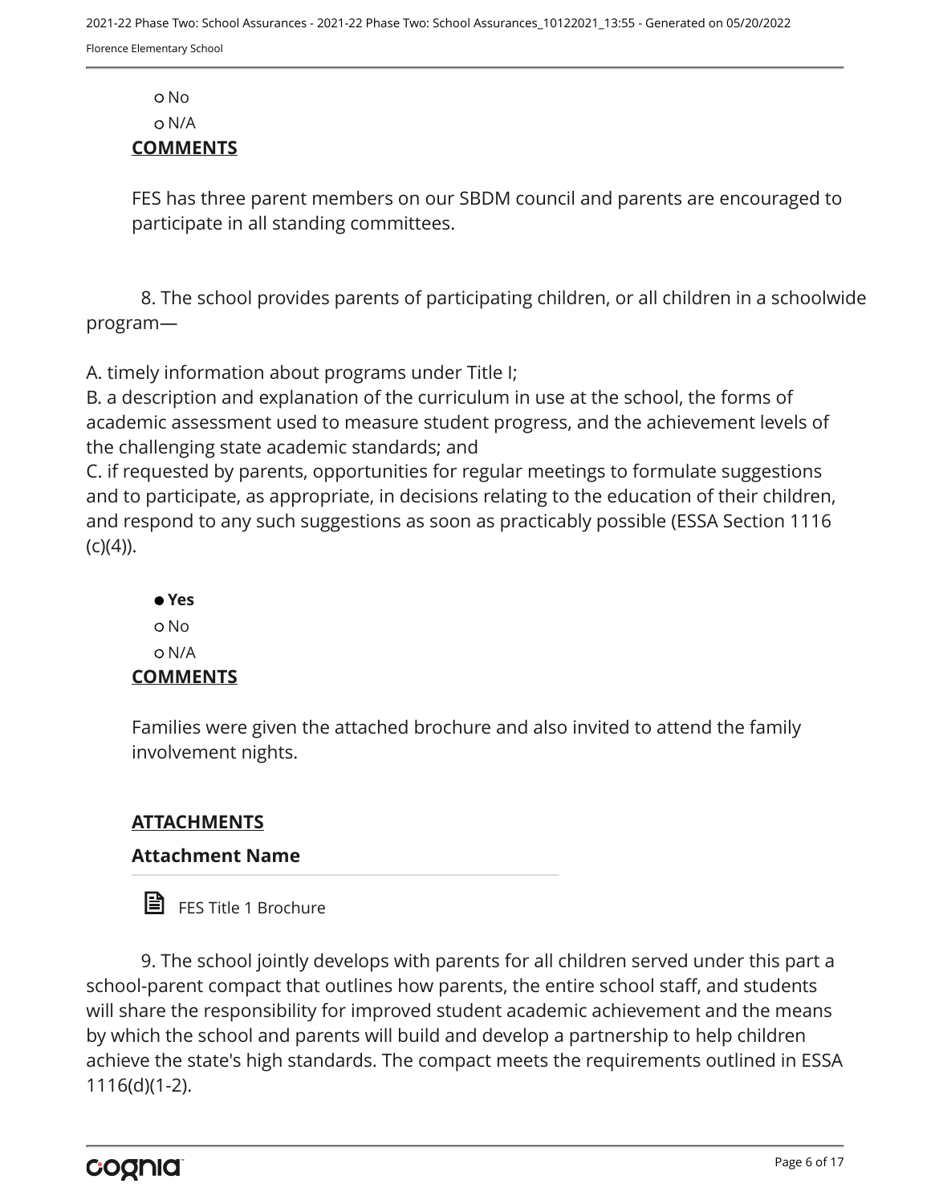○ No
○ N/A

**COMMENTS**

FES has three parent members on our SBDM council and parents are encouraged to participate in all standing committees.

8. The school provides parents of participating children, or all children in a schoolwide program—

A. timely information about programs under Title I;
B. a description and explanation of the curriculum in use at the school, the forms of academic assessment used to measure student progress, and the achievement levels of the challenging state academic standards; and
C. if requested by parents, opportunities for regular meetings to formulate suggestions and to participate, as appropriate, in decisions relating to the education of their children, and respond to any such suggestions as soon as practicably possible (ESSA Section 1116 (c)(4)).

● **Yes**
○ No
○ N/A

**COMMENTS**

Families were given the attached brochure and also invited to attend the family involvement nights.

**ATTACHMENTS**

**Attachment Name**

FES Title 1 Brochure

9. The school jointly develops with parents for all children served under this part a school-parent compact that outlines how parents, the entire school staff, and students will share the responsibility for improved student academic achievement and the means by which the school and parents will build and develop a partnership to help children achieve the state's high standards. The compact meets the requirements outlined in ESSA 1116(d)(1-2).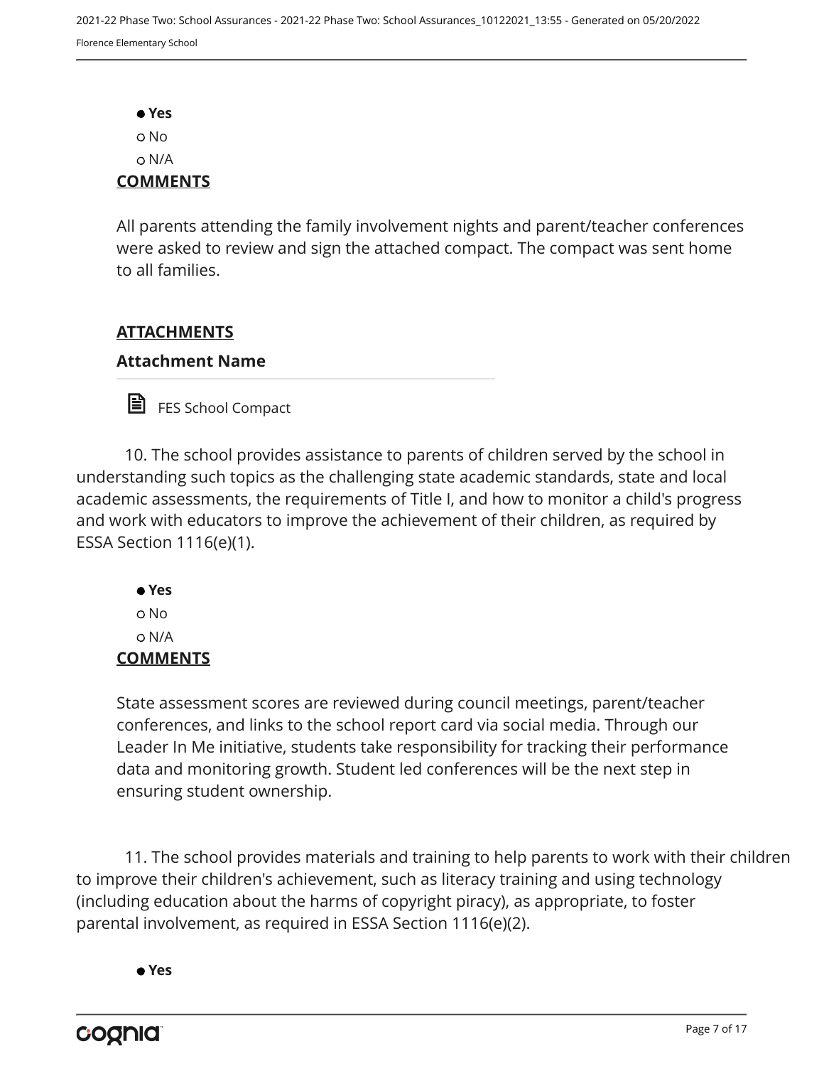- **Yes**
- No
- N/A

**COMMENTS**

All parents attending the family involvement nights and parent/teacher conferences were asked to review and sign the attached compact. The compact was sent home to all families.

**ATTACHMENTS**

**Attachment Name**

FES School Compact

10. The school provides assistance to parents of children served by the school in understanding such topics as the challenging state academic standards, state and local academic assessments, the requirements of Title I, and how to monitor a child's progress and work with educators to improve the achievement of their children, as required by ESSA Section 1116(e)(1).

- **Yes**
- No
- N/A

**COMMENTS**

State assessment scores are reviewed during council meetings, parent/teacher conferences, and links to the school report card via social media. Through our Leader In Me initiative, students take responsibility for tracking their performance data and monitoring growth. Student led conferences will be the next step in ensuring student ownership.

11. The school provides materials and training to help parents to work with their children to improve their children's achievement, such as literacy training and using technology (including education about the harms of copyright piracy), as appropriate, to foster parental involvement, as required in ESSA Section 1116(e)(2).

- **Yes**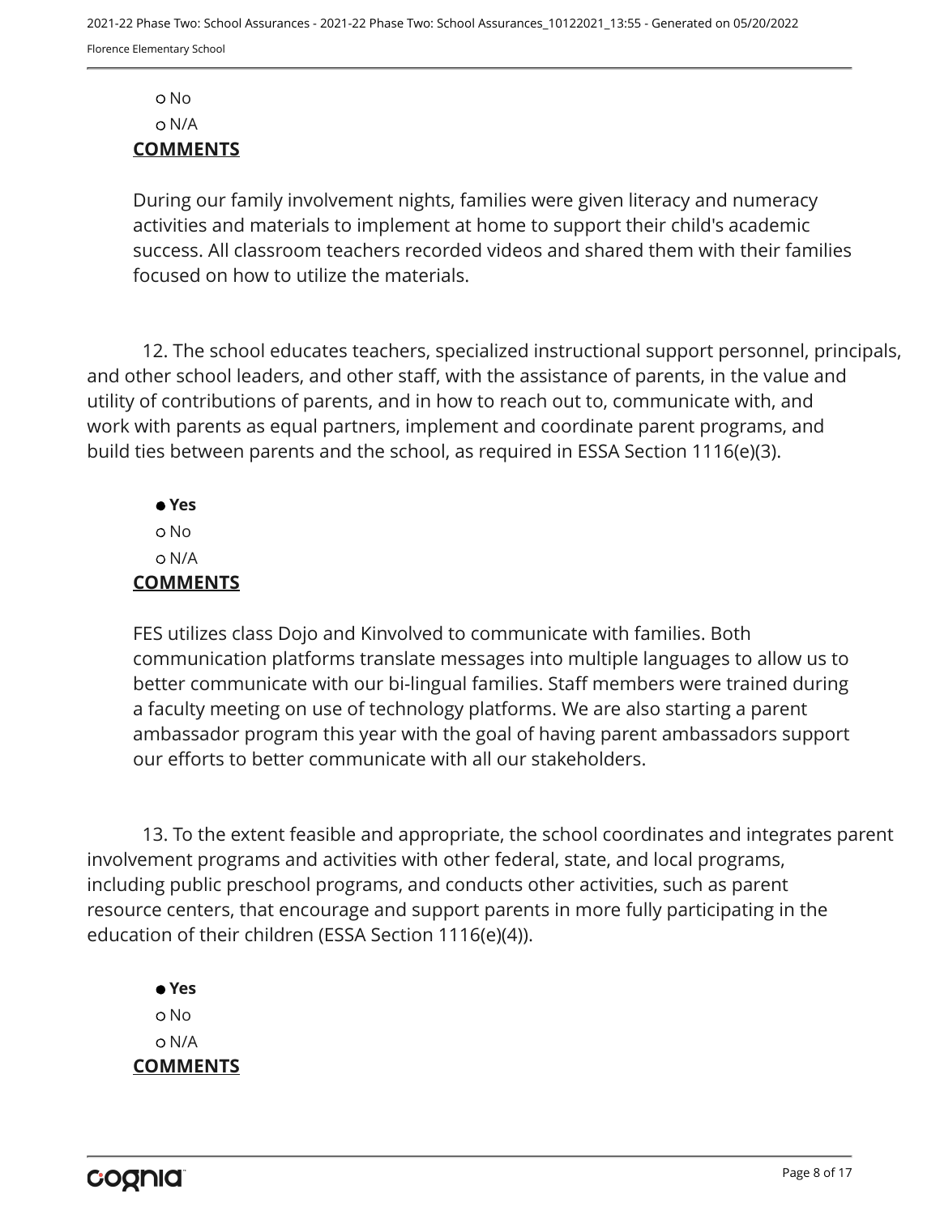○ No
○ N/A

**COMMENTS**

During our family involvement nights, families were given literacy and numeracy activities and materials to implement at home to support their child's academic success. All classroom teachers recorded videos and shared them with their families focused on how to utilize the materials.

12. The school educates teachers, specialized instructional support personnel, principals, and other school leaders, and other staff, with the assistance of parents, in the value and utility of contributions of parents, and in how to reach out to, communicate with, and work with parents as equal partners, implement and coordinate parent programs, and build ties between parents and the school, as required in ESSA Section 1116(e)(3).

● **Yes**
○ No
○ N/A

**COMMENTS**

FES utilizes class Dojo and Kinvolved to communicate with families. Both communication platforms translate messages into multiple languages to allow us to better communicate with our bi-lingual families. Staff members were trained during a faculty meeting on use of technology platforms. We are also starting a parent ambassador program this year with the goal of having parent ambassadors support our efforts to better communicate with all our stakeholders.

13. To the extent feasible and appropriate, the school coordinates and integrates parent involvement programs and activities with other federal, state, and local programs, including public preschool programs, and conducts other activities, such as parent resource centers, that encourage and support parents in more fully participating in the education of their children (ESSA Section 1116(e)(4)).

● **Yes**
○ No
○ N/A

**COMMENTS**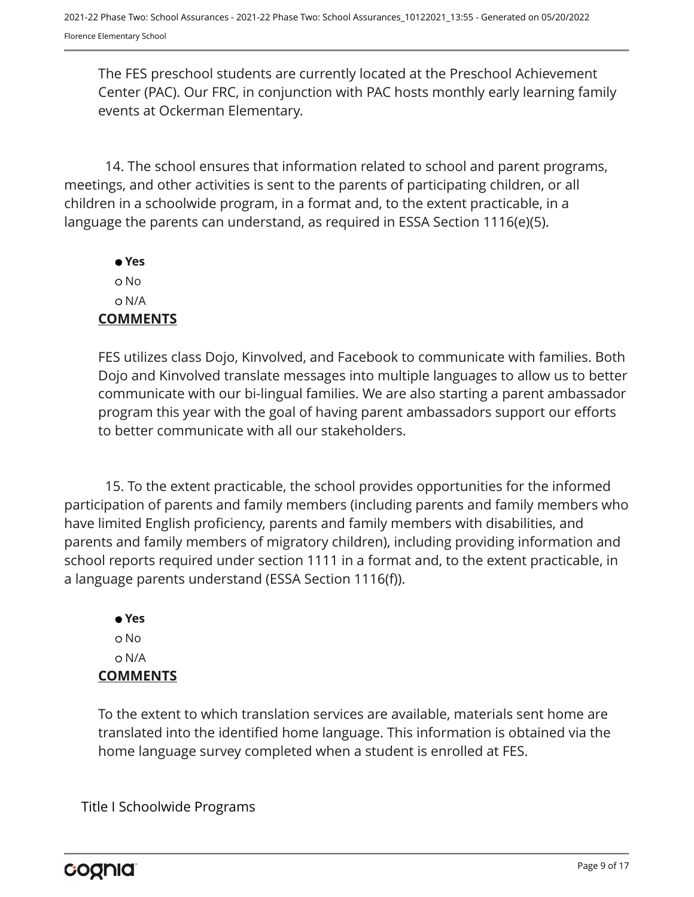The FES preschool students are currently located at the Preschool Achievement Center (PAC). Our FRC, in conjunction with PAC hosts monthly early learning family events at Ockerman Elementary.

14. The school ensures that information related to school and parent programs, meetings, and other activities is sent to the parents of participating children, or all children in a schoolwide program, in a format and, to the extent practicable, in a language the parents can understand, as required in ESSA Section 1116(e)(5).

- ● **Yes**
- ○ No
- ○ N/A

**COMMENTS**

FES utilizes class Dojo, Kinvolved, and Facebook to communicate with families. Both Dojo and Kinvolved translate messages into multiple languages to allow us to better communicate with our bi-lingual families. We are also starting a parent ambassador program this year with the goal of having parent ambassadors support our efforts to better communicate with all our stakeholders.

15. To the extent practicable, the school provides opportunities for the informed participation of parents and family members (including parents and family members who have limited English proficiency, parents and family members with disabilities, and parents and family members of migratory children), including providing information and school reports required under section 1111 in a format and, to the extent practicable, in a language parents understand (ESSA Section 1116(f)).

- ● **Yes**
- ○ No
- ○ N/A

**COMMENTS**

To the extent to which translation services are available, materials sent home are translated into the identified home language. This information is obtained via the home language survey completed when a student is enrolled at FES.

Title I Schoolwide Programs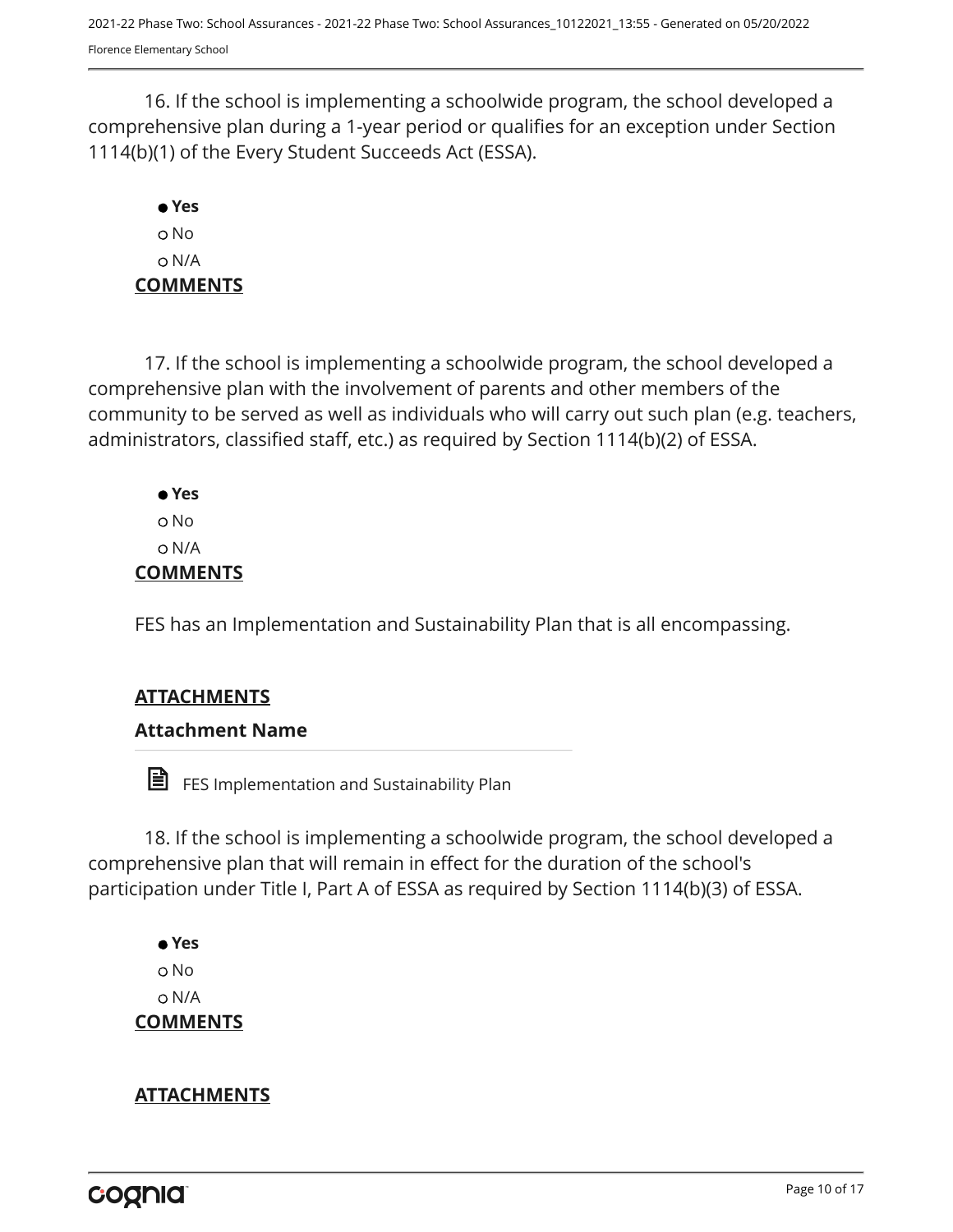16. If the school is implementing a schoolwide program, the school developed a comprehensive plan during a 1-year period or qualifies for an exception under Section 1114(b)(1) of the Every Student Succeeds Act (ESSA).

- **Yes**
- No
- N/A

**COMMENTS**

17. If the school is implementing a schoolwide program, the school developed a comprehensive plan with the involvement of parents and other members of the community to be served as well as individuals who will carry out such plan (e.g. teachers, administrators, classified staff, etc.) as required by Section 1114(b)(2) of ESSA.

- **Yes**
- No
- N/A

**COMMENTS**

FES has an Implementation and Sustainability Plan that is all encompassing.

**ATTACHMENTS**

**Attachment Name**

FES Implementation and Sustainability Plan

18. If the school is implementing a schoolwide program, the school developed a comprehensive plan that will remain in effect for the duration of the school's participation under Title I, Part A of ESSA as required by Section 1114(b)(3) of ESSA.

- **Yes**
- No
- N/A

**COMMENTS**

**ATTACHMENTS**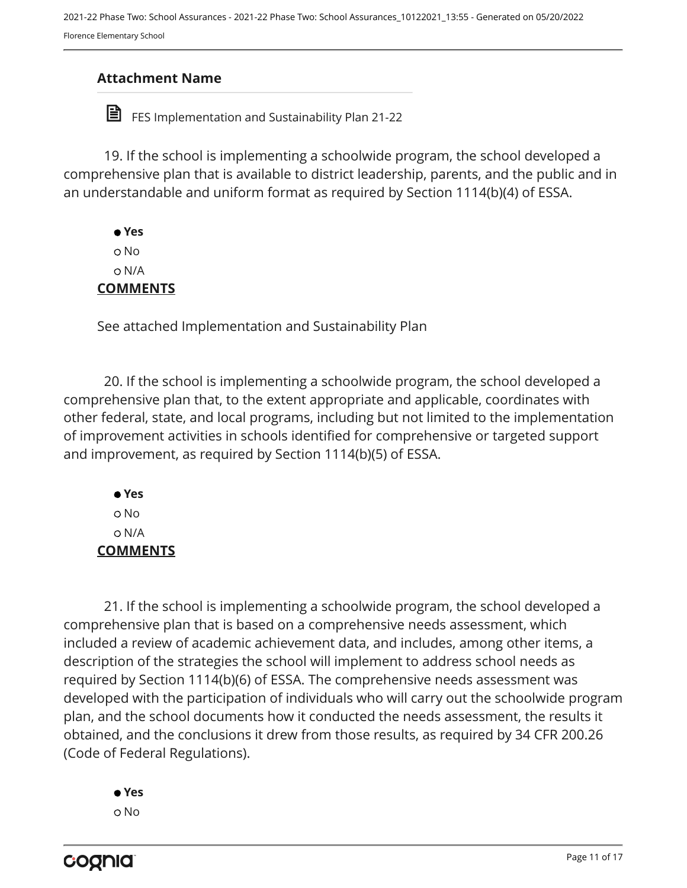### Attachment Name

FES Implementation and Sustainability Plan 21-22

19. If the school is implementing a schoolwide program, the school developed a comprehensive plan that is available to district leadership, parents, and the public and in an understandable and uniform format as required by Section 1114(b)(4) of ESSA.

- ● **Yes**
- ○ No
- ○ N/A

**COMMENTS**

See attached Implementation and Sustainability Plan

20. If the school is implementing a schoolwide program, the school developed a comprehensive plan that, to the extent appropriate and applicable, coordinates with other federal, state, and local programs, including but not limited to the implementation of improvement activities in schools identified for comprehensive or targeted support and improvement, as required by Section 1114(b)(5) of ESSA.

- ● **Yes**
- ○ No
- ○ N/A

**COMMENTS**

21. If the school is implementing a schoolwide program, the school developed a comprehensive plan that is based on a comprehensive needs assessment, which included a review of academic achievement data, and includes, among other items, a description of the strategies the school will implement to address school needs as required by Section 1114(b)(6) of ESSA. The comprehensive needs assessment was developed with the participation of individuals who will carry out the schoolwide program plan, and the school documents how it conducted the needs assessment, the results it obtained, and the conclusions it drew from those results, as required by 34 CFR 200.26 (Code of Federal Regulations).

- ● **Yes**
- ○ No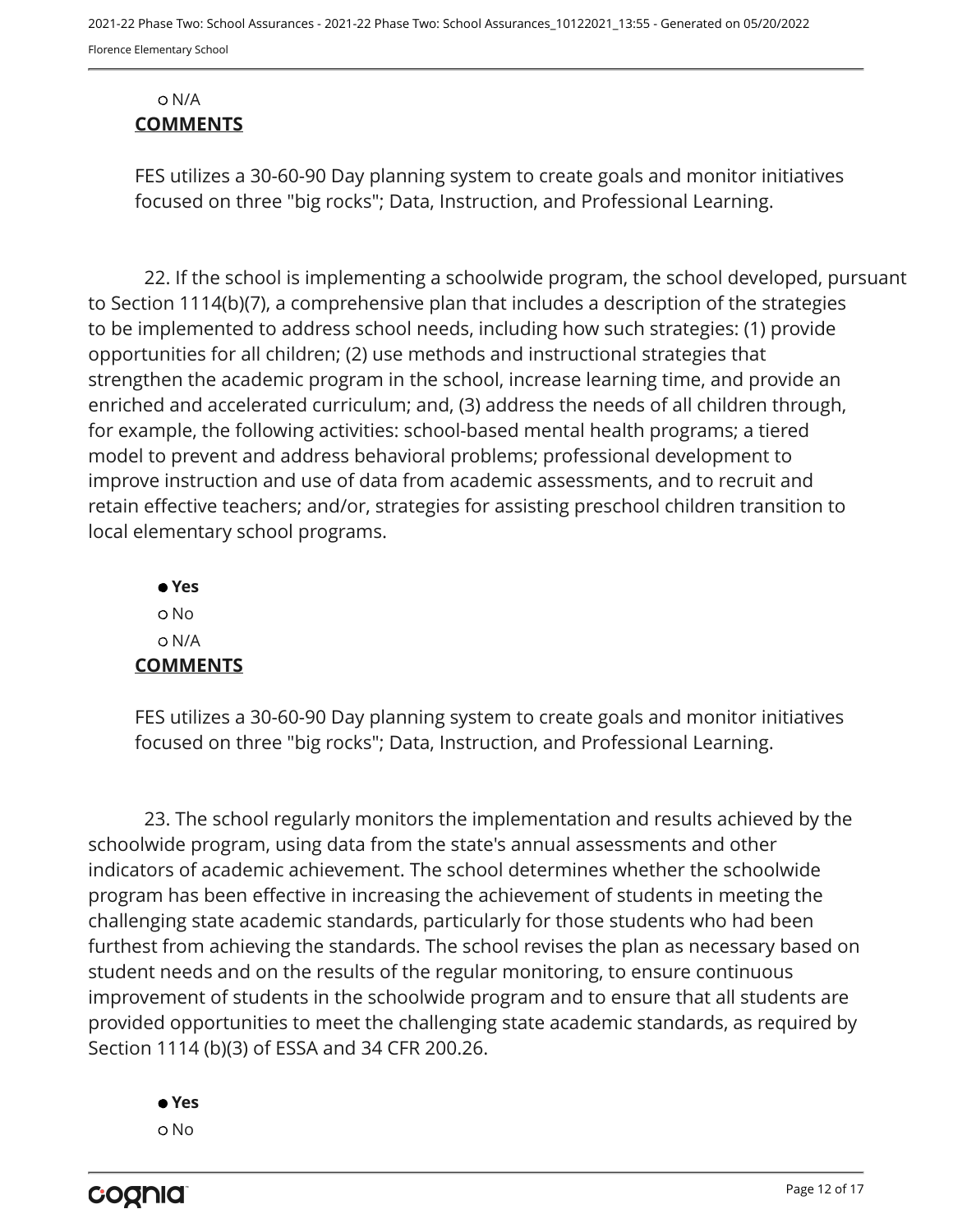- N/A

**COMMENTS**

FES utilizes a 30-60-90 Day planning system to create goals and monitor initiatives focused on three "big rocks"; Data, Instruction, and Professional Learning.

22. If the school is implementing a schoolwide program, the school developed, pursuant to Section 1114(b)(7), a comprehensive plan that includes a description of the strategies to be implemented to address school needs, including how such strategies: (1) provide opportunities for all children; (2) use methods and instructional strategies that strengthen the academic program in the school, increase learning time, and provide an enriched and accelerated curriculum; and, (3) address the needs of all children through, for example, the following activities: school-based mental health programs; a tiered model to prevent and address behavioral problems; professional development to improve instruction and use of data from academic assessments, and to recruit and retain effective teachers; and/or, strategies for assisting preschool children transition to local elementary school programs.

- **Yes**
- No
- N/A

**COMMENTS**

FES utilizes a 30-60-90 Day planning system to create goals and monitor initiatives focused on three "big rocks"; Data, Instruction, and Professional Learning.

23. The school regularly monitors the implementation and results achieved by the schoolwide program, using data from the state's annual assessments and other indicators of academic achievement. The school determines whether the schoolwide program has been effective in increasing the achievement of students in meeting the challenging state academic standards, particularly for those students who had been furthest from achieving the standards. The school revises the plan as necessary based on student needs and on the results of the regular monitoring, to ensure continuous improvement of students in the schoolwide program and to ensure that all students are provided opportunities to meet the challenging state academic standards, as required by Section 1114 (b)(3) of ESSA and 34 CFR 200.26.

- **Yes**
- No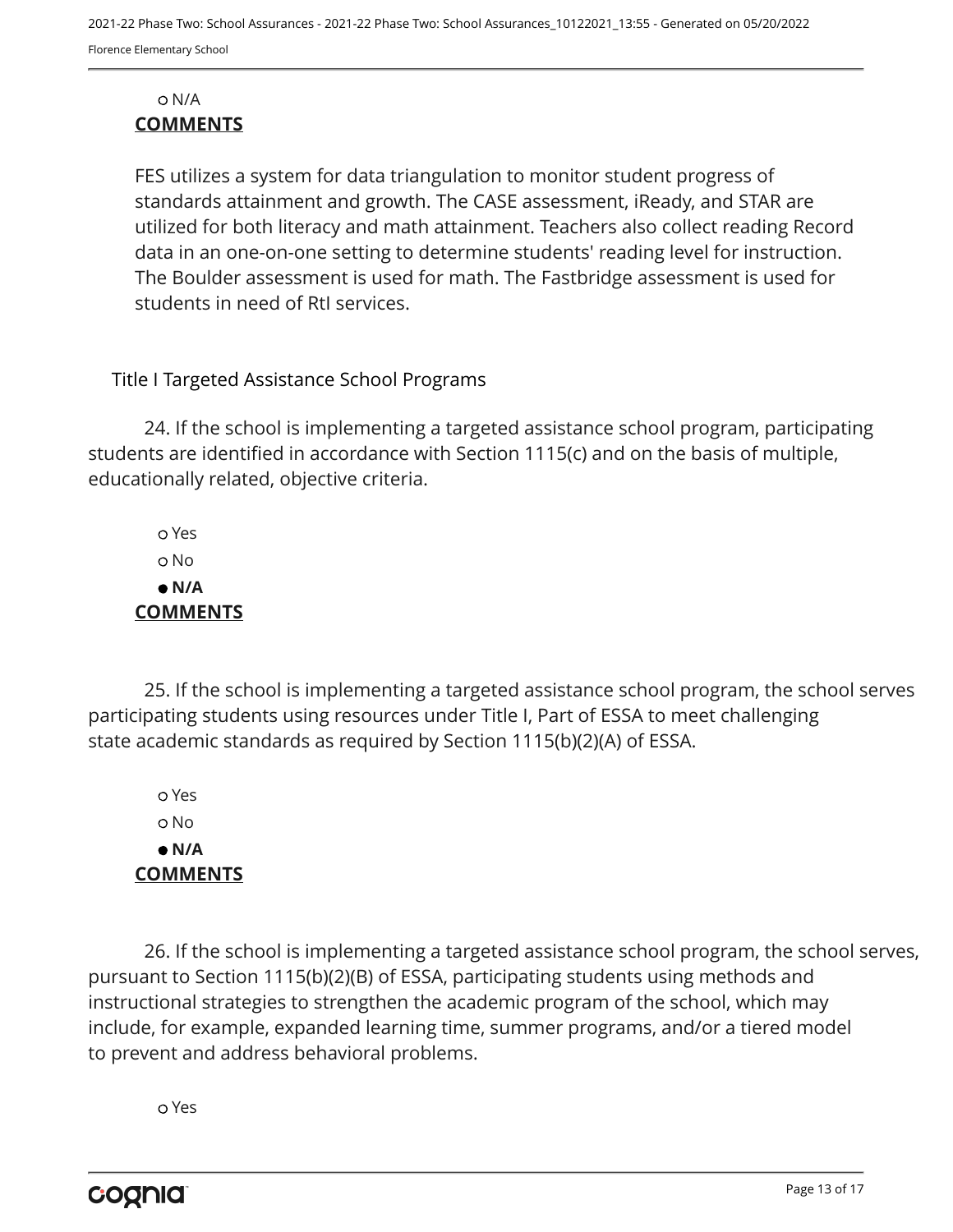○ N/A

**COMMENTS**

FES utilizes a system for data triangulation to monitor student progress of standards attainment and growth. The CASE assessment, iReady, and STAR are utilized for both literacy and math attainment. Teachers also collect reading Record data in an one-on-one setting to determine students' reading level for instruction. The Boulder assessment is used for math. The Fastbridge assessment is used for students in need of RtI services.

Title I Targeted Assistance School Programs

24. If the school is implementing a targeted assistance school program, participating students are identified in accordance with Section 1115(c) and on the basis of multiple, educationally related, objective criteria.

○ Yes
○ No
● **N/A**

**COMMENTS**

25. If the school is implementing a targeted assistance school program, the school serves participating students using resources under Title I, Part of ESSA to meet challenging state academic standards as required by Section 1115(b)(2)(A) of ESSA.

○ Yes
○ No
● **N/A**

**COMMENTS**

26. If the school is implementing a targeted assistance school program, the school serves, pursuant to Section 1115(b)(2)(B) of ESSA, participating students using methods and instructional strategies to strengthen the academic program of the school, which may include, for example, expanded learning time, summer programs, and/or a tiered model to prevent and address behavioral problems.

○ Yes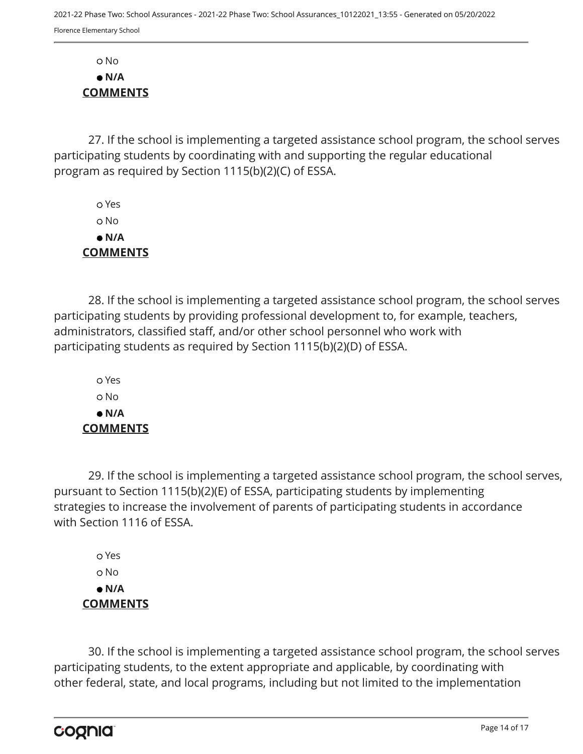○ No

● **N/A**

**COMMENTS**

27. If the school is implementing a targeted assistance school program, the school serves participating students by coordinating with and supporting the regular educational program as required by Section 1115(b)(2)(C) of ESSA.

○ Yes

○ No

● **N/A**

**COMMENTS**

28. If the school is implementing a targeted assistance school program, the school serves participating students by providing professional development to, for example, teachers, administrators, classified staff, and/or other school personnel who work with participating students as required by Section 1115(b)(2)(D) of ESSA.

○ Yes

○ No

● **N/A**

**COMMENTS**

29. If the school is implementing a targeted assistance school program, the school serves, pursuant to Section 1115(b)(2)(E) of ESSA, participating students by implementing strategies to increase the involvement of parents of participating students in accordance with Section 1116 of ESSA.

○ Yes

○ No

● **N/A**

**COMMENTS**

30. If the school is implementing a targeted assistance school program, the school serves participating students, to the extent appropriate and applicable, by coordinating with other federal, state, and local programs, including but not limited to the implementation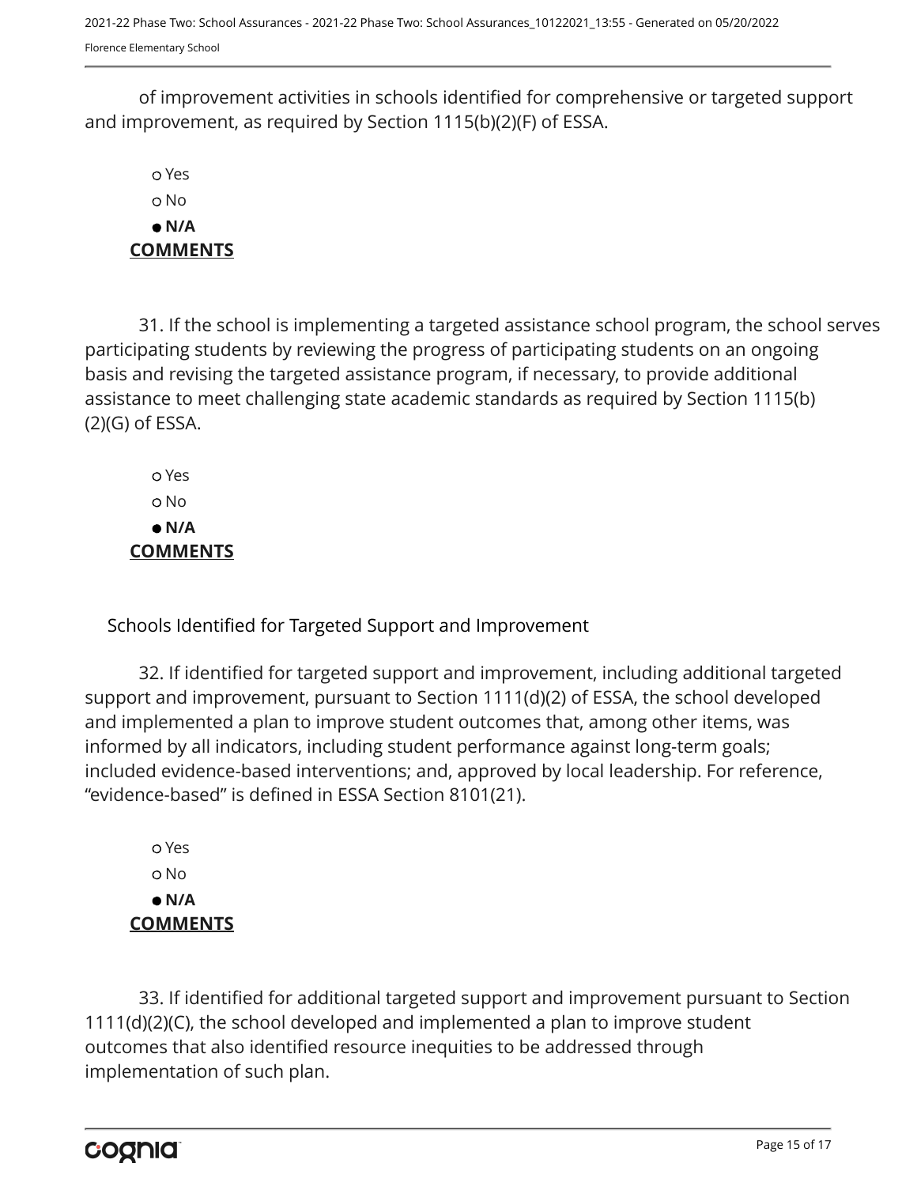of improvement activities in schools identified for comprehensive or targeted support and improvement, as required by Section 1115(b)(2)(F) of ESSA.

- ○ Yes
- ○ No
- ● **N/A**

**COMMENTS**

31. If the school is implementing a targeted assistance school program, the school serves participating students by reviewing the progress of participating students on an ongoing basis and revising the targeted assistance program, if necessary, to provide additional assistance to meet challenging state academic standards as required by Section 1115(b)(2)(G) of ESSA.

- ○ Yes
- ○ No
- ● **N/A**

**COMMENTS**

Schools Identified for Targeted Support and Improvement

32. If identified for targeted support and improvement, including additional targeted support and improvement, pursuant to Section 1111(d)(2) of ESSA, the school developed and implemented a plan to improve student outcomes that, among other items, was informed by all indicators, including student performance against long-term goals; included evidence-based interventions; and, approved by local leadership. For reference, "evidence-based" is defined in ESSA Section 8101(21).

- ○ Yes
- ○ No
- ● **N/A**

**COMMENTS**

33. If identified for additional targeted support and improvement pursuant to Section 1111(d)(2)(C), the school developed and implemented a plan to improve student outcomes that also identified resource inequities to be addressed through implementation of such plan.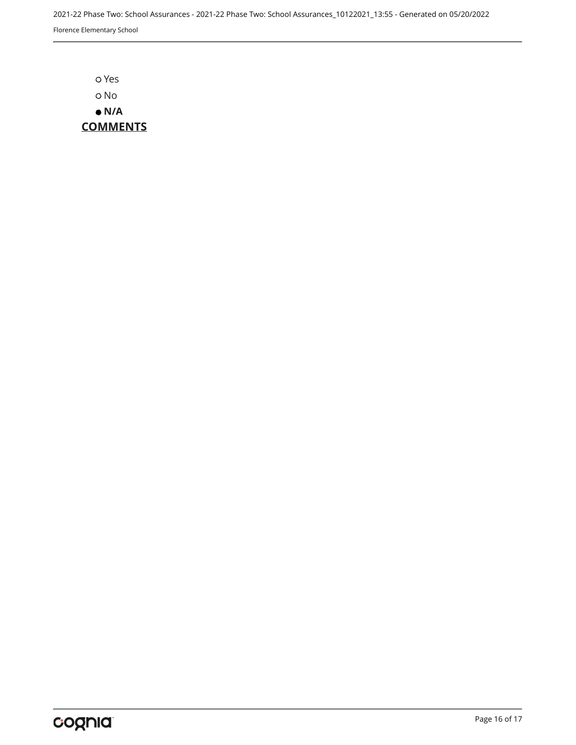○ Yes

○ No

● **N/A**

**COMMENTS**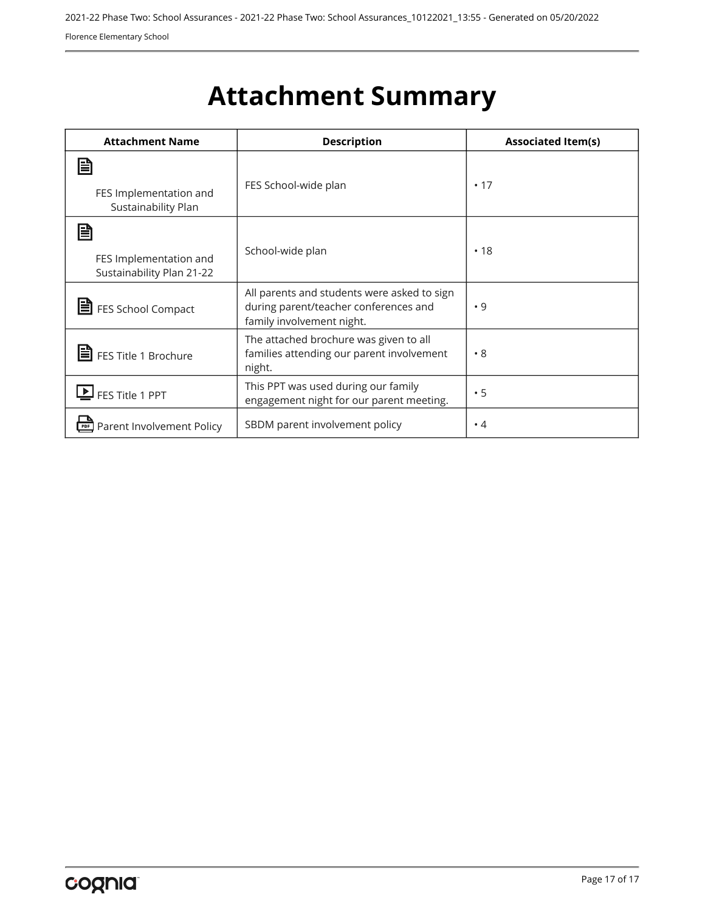# Attachment Summary

| Attachment Name | Description | Associated Item(s) |
| --- | --- | --- |
| FES Implementation and Sustainability Plan | FES School-wide plan | • 17 |
| FES Implementation and Sustainability Plan 21-22 | School-wide plan | • 18 |
| FES School Compact | All parents and students were asked to sign during parent/teacher conferences and family involvement night. | • 9 |
| FES Title 1 Brochure | The attached brochure was given to all families attending our parent involvement night. | • 8 |
| FES Title 1 PPT | This PPT was used during our family engagement night for our parent meeting. | • 5 |
| Parent Involvement Policy | SBDM parent involvement policy | • 4 |